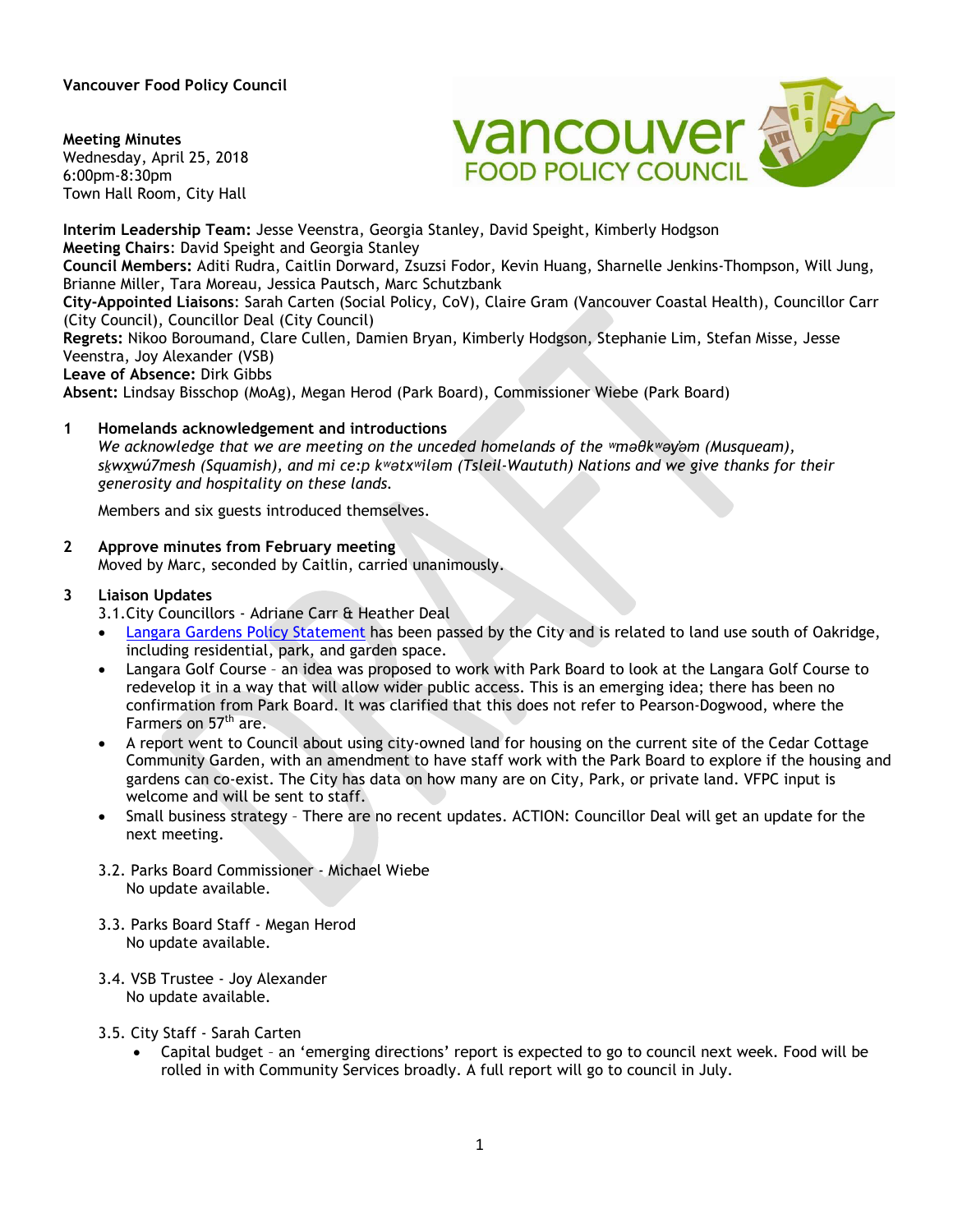**Vancouver Food Policy Council**

**Meeting Minutes**
Wednesday, April 25, 2018
6:00pm-8:30pm
Town Hall Room, City Hall

**Interim Leadership Team:** Jesse Veenstra, Georgia Stanley, David Speight, Kimberly Hodgson
**Meeting Chairs**: David Speight and Georgia Stanley
**Council Members:** Aditi Rudra, Caitlin Dorward, Zsuzsi Fodor, Kevin Huang, Sharnelle Jenkins-Thompson, Will Jung, Brianne Miller, Tara Moreau, Jessica Pautsch, Marc Schutzbank
**City-Appointed Liaisons**: Sarah Carten (Social Policy, CoV), Claire Gram (Vancouver Coastal Health), Councillor Carr (City Council), Councillor Deal (City Council)
**Regrets:** Nikoo Boroumand, Clare Cullen, Damien Bryan, Kimberly Hodgson, Stephanie Lim, Stefan Misse, Jesse Veenstra, Joy Alexander (VSB)
**Leave of Absence:** Dirk Gibbs
**Absent:** Lindsay Bisschop (MoAg), Megan Herod (Park Board), Commissioner Wiebe (Park Board)

**1 Homelands acknowledgement and introductions**

*We acknowledge that we are meeting on the unceded homelands of the ʷməθkʷəy̓əm (Musqueam), sḵwx̱wú7mesh (Squamish), and mi ce:p kʷətxʷiləm (Tsleil-Waututh) Nations and we give thanks for their generosity and hospitality on these lands.*

Members and six guests introduced themselves.

**2 Approve minutes from February meeting**

Moved by Marc, seconded by Caitlin, carried unanimously.

**3 Liaison Updates**

3.1. City Councillors - Adriane Carr & Heather Deal

- Langara Gardens Policy Statement has been passed by the City and is related to land use south of Oakridge, including residential, park, and garden space.
- Langara Golf Course – an idea was proposed to work with Park Board to look at the Langara Golf Course to redevelop it in a way that will allow wider public access. This is an emerging idea; there has been no confirmation from Park Board. It was clarified that this does not refer to Pearson-Dogwood, where the Farmers on 57th are.
- A report went to Council about using city-owned land for housing on the current site of the Cedar Cottage Community Garden, with an amendment to have staff work with the Park Board to explore if the housing and gardens can co-exist. The City has data on how many are on City, Park, or private land. VFPC input is welcome and will be sent to staff.
- Small business strategy – There are no recent updates. ACTION: Councillor Deal will get an update for the next meeting.

3.2. Parks Board Commissioner - Michael Wiebe

No update available.

3.3. Parks Board Staff - Megan Herod

No update available.

3.4. VSB Trustee - Joy Alexander

No update available.

3.5. City Staff - Sarah Carten

- Capital budget – an 'emerging directions' report is expected to go to council next week. Food will be rolled in with Community Services broadly. A full report will go to council in July.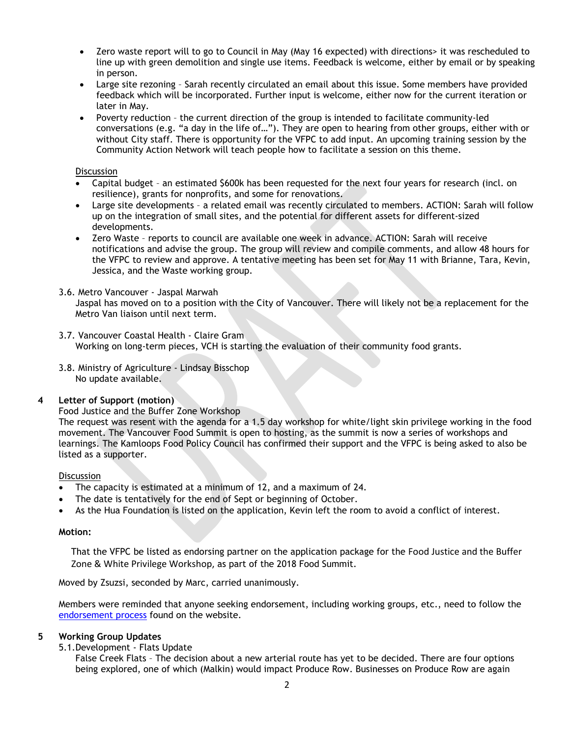- Zero waste report will to go to Council in May (May 16 expected) with directions> it was rescheduled to line up with green demolition and single use items. Feedback is welcome, either by email or by speaking in person.
- Large site rezoning – Sarah recently circulated an email about this issue. Some members have provided feedback which will be incorporated. Further input is welcome, either now for the current iteration or later in May.
- Poverty reduction – the current direction of the group is intended to facilitate community-led conversations (e.g. "a day in the life of…"). They are open to hearing from other groups, either with or without City staff. There is opportunity for the VFPC to add input. An upcoming training session by the Community Action Network will teach people how to facilitate a session on this theme.

Discussion

- Capital budget – an estimated $600k has been requested for the next four years for research (incl. on resilience), grants for nonprofits, and some for renovations.
- Large site developments – a related email was recently circulated to members. ACTION: Sarah will follow up on the integration of small sites, and the potential for different assets for different-sized developments.
- Zero Waste – reports to council are available one week in advance. ACTION: Sarah will receive notifications and advise the group. The group will review and compile comments, and allow 48 hours for the VFPC to review and approve. A tentative meeting has been set for May 11 with Brianne, Tara, Kevin, Jessica, and the Waste working group.

3.6. Metro Vancouver - Jaspal Marwah

Jaspal has moved on to a position with the City of Vancouver. There will likely not be a replacement for the Metro Van liaison until next term.

3.7. Vancouver Coastal Health - Claire Gram

Working on long-term pieces, VCH is starting the evaluation of their community food grants.

3.8. Ministry of Agriculture - Lindsay Bisschop

No update available.

## 4 Letter of Support (motion)

Food Justice and the Buffer Zone Workshop

The request was resent with the agenda for a 1.5 day workshop for white/light skin privilege working in the food movement. The Vancouver Food Summit is open to hosting, as the summit is now a series of workshops and learnings. The Kamloops Food Policy Council has confirmed their support and the VFPC is being asked to also be listed as a supporter.

Discussion

- The capacity is estimated at a minimum of 12, and a maximum of 24.
- The date is tentatively for the end of Sept or beginning of October.
- As the Hua Foundation is listed on the application, Kevin left the room to avoid a conflict of interest.

**Motion:**

That the VFPC be listed as endorsing partner on the application package for the Food Justice and the Buffer Zone & White Privilege Workshop, as part of the 2018 Food Summit.

Moved by Zsuzsi, seconded by Marc, carried unanimously.

Members were reminded that anyone seeking endorsement, including working groups, etc., need to follow the endorsement process found on the website.

## 5 Working Group Updates

5.1. Development - Flats Update

False Creek Flats – The decision about a new arterial route has yet to be decided. There are four options being explored, one of which (Malkin) would impact Produce Row. Businesses on Produce Row are again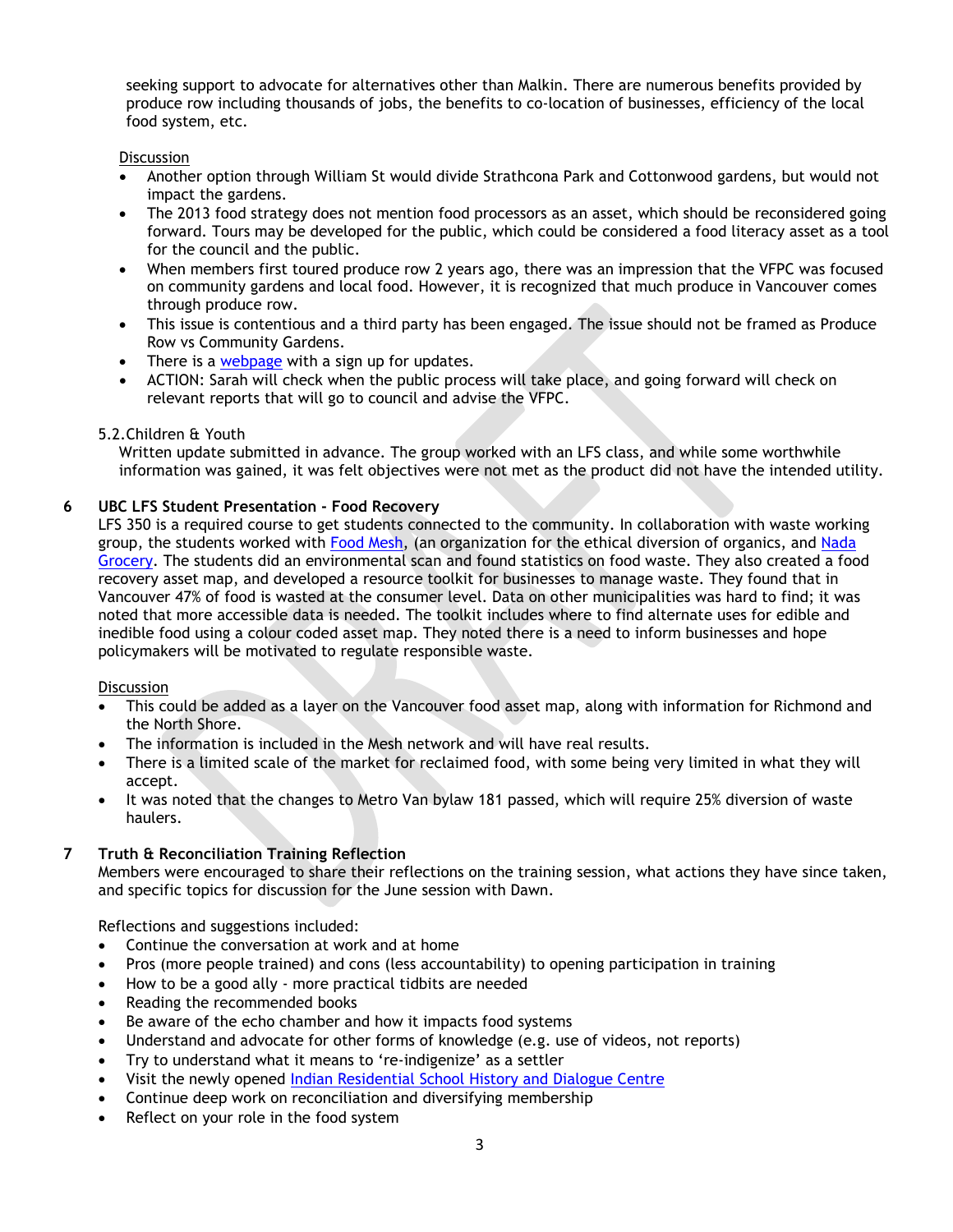seeking support to advocate for alternatives other than Malkin. There are numerous benefits provided by produce row including thousands of jobs, the benefits to co-location of businesses, efficiency of the local food system, etc.

Discussion

- Another option through William St would divide Strathcona Park and Cottonwood gardens, but would not impact the gardens.
- The 2013 food strategy does not mention food processors as an asset, which should be reconsidered going forward. Tours may be developed for the public, which could be considered a food literacy asset as a tool for the council and the public.
- When members first toured produce row 2 years ago, there was an impression that the VFPC was focused on community gardens and local food. However, it is recognized that much produce in Vancouver comes through produce row.
- This issue is contentious and a third party has been engaged. The issue should not be framed as Produce Row vs Community Gardens.
- There is a webpage with a sign up for updates.
- ACTION: Sarah will check when the public process will take place, and going forward will check on relevant reports that will go to council and advise the VFPC.

5.2. Children & Youth

Written update submitted in advance. The group worked with an LFS class, and while some worthwhile information was gained, it was felt objectives were not met as the product did not have the intended utility.

## 6 UBC LFS Student Presentation - Food Recovery

LFS 350 is a required course to get students connected to the community. In collaboration with waste working group, the students worked with Food Mesh, (an organization for the ethical diversion of organics, and Nada Grocery. The students did an environmental scan and found statistics on food waste. They also created a food recovery asset map, and developed a resource toolkit for businesses to manage waste. They found that in Vancouver 47% of food is wasted at the consumer level. Data on other municipalities was hard to find; it was noted that more accessible data is needed. The toolkit includes where to find alternate uses for edible and inedible food using a colour coded asset map. They noted there is a need to inform businesses and hope policymakers will be motivated to regulate responsible waste.

Discussion

- This could be added as a layer on the Vancouver food asset map, along with information for Richmond and the North Shore.
- The information is included in the Mesh network and will have real results.
- There is a limited scale of the market for reclaimed food, with some being very limited in what they will accept.
- It was noted that the changes to Metro Van bylaw 181 passed, which will require 25% diversion of waste haulers.

## 7 Truth & Reconciliation Training Reflection

Members were encouraged to share their reflections on the training session, what actions they have since taken, and specific topics for discussion for the June session with Dawn.

Reflections and suggestions included:

- Continue the conversation at work and at home
- Pros (more people trained) and cons (less accountability) to opening participation in training
- How to be a good ally - more practical tidbits are needed
- Reading the recommended books
- Be aware of the echo chamber and how it impacts food systems
- Understand and advocate for other forms of knowledge (e.g. use of videos, not reports)
- Try to understand what it means to 're-indigenize' as a settler
- Visit the newly opened Indian Residential School History and Dialogue Centre
- Continue deep work on reconciliation and diversifying membership
- Reflect on your role in the food system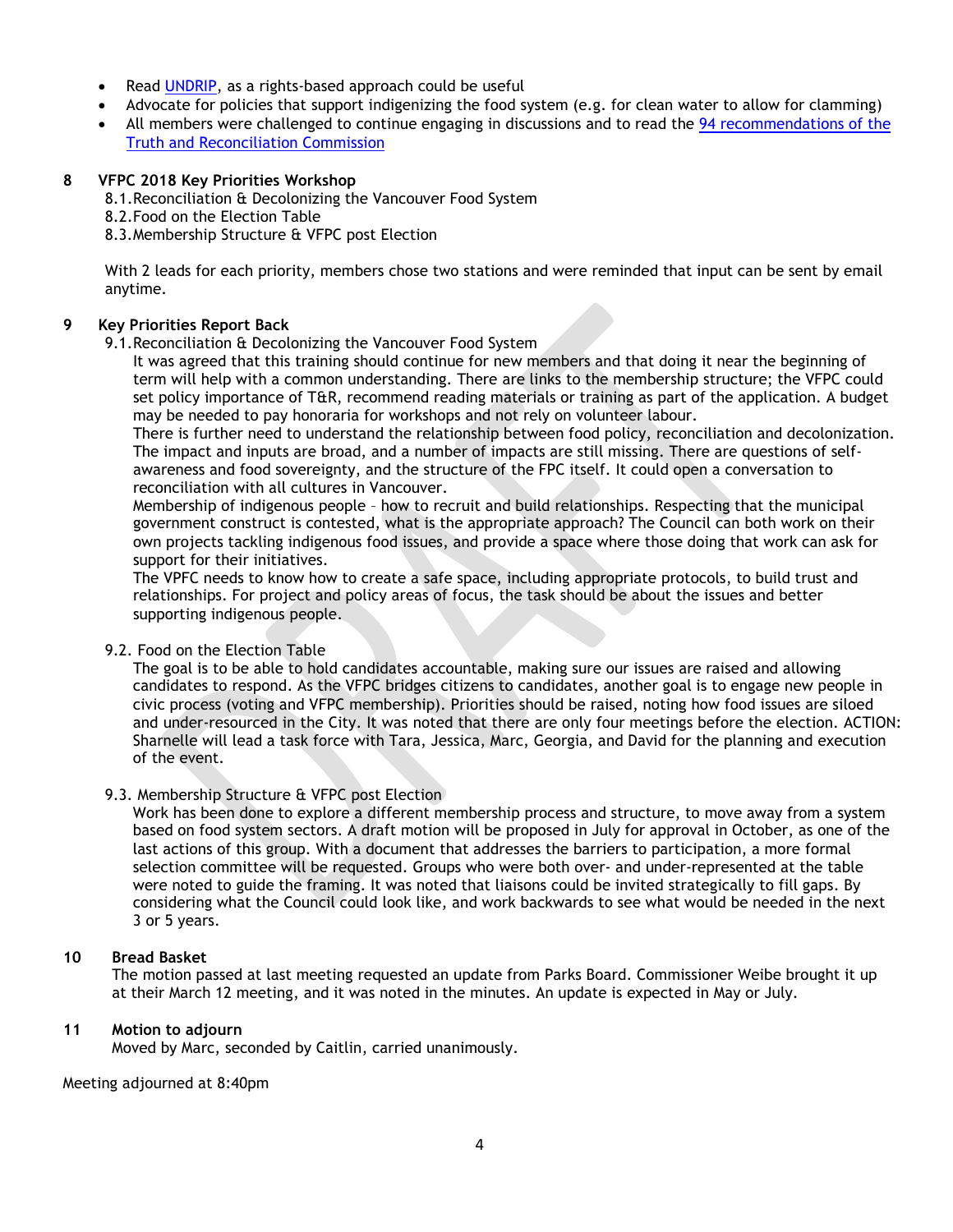- Read UNDRIP, as a rights-based approach could be useful
- Advocate for policies that support indigenizing the food system (e.g. for clean water to allow for clamming)
- All members were challenged to continue engaging in discussions and to read the 94 recommendations of the Truth and Reconciliation Commission

**8 VFPC 2018 Key Priorities Workshop**

8.1. Reconciliation & Decolonizing the Vancouver Food System
8.2. Food on the Election Table
8.3. Membership Structure & VFPC post Election

With 2 leads for each priority, members chose two stations and were reminded that input can be sent by email anytime.

**9 Key Priorities Report Back**

9.1. Reconciliation & Decolonizing the Vancouver Food System

It was agreed that this training should continue for new members and that doing it near the beginning of term will help with a common understanding. There are links to the membership structure; the VFPC could set policy importance of T&R, recommend reading materials or training as part of the application. A budget may be needed to pay honoraria for workshops and not rely on volunteer labour.

There is further need to understand the relationship between food policy, reconciliation and decolonization. The impact and inputs are broad, and a number of impacts are still missing. There are questions of self-awareness and food sovereignty, and the structure of the FPC itself. It could open a conversation to reconciliation with all cultures in Vancouver.

Membership of indigenous people – how to recruit and build relationships. Respecting that the municipal government construct is contested, what is the appropriate approach? The Council can both work on their own projects tackling indigenous food issues, and provide a space where those doing that work can ask for support for their initiatives.

The VPFC needs to know how to create a safe space, including appropriate protocols, to build trust and relationships. For project and policy areas of focus, the task should be about the issues and better supporting indigenous people.

9.2. Food on the Election Table

The goal is to be able to hold candidates accountable, making sure our issues are raised and allowing candidates to respond. As the VFPC bridges citizens to candidates, another goal is to engage new people in civic process (voting and VFPC membership). Priorities should be raised, noting how food issues are siloed and under-resourced in the City. It was noted that there are only four meetings before the election. ACTION: Sharnelle will lead a task force with Tara, Jessica, Marc, Georgia, and David for the planning and execution of the event.

9.3. Membership Structure & VFPC post Election

Work has been done to explore a different membership process and structure, to move away from a system based on food system sectors. A draft motion will be proposed in July for approval in October, as one of the last actions of this group. With a document that addresses the barriers to participation, a more formal selection committee will be requested. Groups who were both over- and under-represented at the table were noted to guide the framing. It was noted that liaisons could be invited strategically to fill gaps. By considering what the Council could look like, and work backwards to see what would be needed in the next 3 or 5 years.

**10 Bread Basket**

The motion passed at last meeting requested an update from Parks Board. Commissioner Weibe brought it up at their March 12 meeting, and it was noted in the minutes. An update is expected in May or July.

**11 Motion to adjourn**

Moved by Marc, seconded by Caitlin, carried unanimously.

Meeting adjourned at 8:40pm